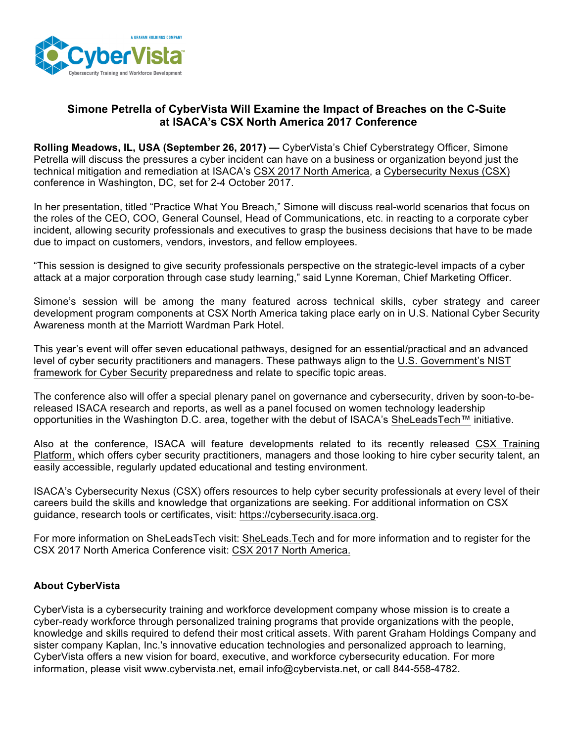A GRAHAM HOLDINGS COMPANY

CyberVista™

Cybersecurity Training and Workforce Development

## Simone Petrella of CyberVista Will Examine the Impact of Breaches on the C-Suite at ISACA's CSX North America 2017 Conference

**Rolling Meadows, IL, USA (September 26, 2017) —** CyberVista's Chief Cyberstrategy Officer, Simone Petrella will discuss the pressures a cyber incident can have on a business or organization beyond just the technical mitigation and remediation at ISACA's CSX 2017 North America, a Cybersecurity Nexus (CSX) conference in Washington, DC, set for 2-4 October 2017.

In her presentation, titled "Practice What You Breach," Simone will discuss real-world scenarios that focus on the roles of the CEO, COO, General Counsel, Head of Communications, etc. in reacting to a corporate cyber incident, allowing security professionals and executives to grasp the business decisions that have to be made due to impact on customers, vendors, investors, and fellow employees.

"This session is designed to give security professionals perspective on the strategic-level impacts of a cyber attack at a major corporation through case study learning," said Lynne Koreman, Chief Marketing Officer.

Simone's session will be among the many featured across technical skills, cyber strategy and career development program components at CSX North America taking place early on in U.S. National Cyber Security Awareness month at the Marriott Wardman Park Hotel.

This year's event will offer seven educational pathways, designed for an essential/practical and an advanced level of cyber security practitioners and managers. These pathways align to the U.S. Government's NIST framework for Cyber Security preparedness and relate to specific topic areas.

The conference also will offer a special plenary panel on governance and cybersecurity, driven by soon-to-be-released ISACA research and reports, as well as a panel focused on women technology leadership opportunities in the Washington D.C. area, together with the debut of ISACA's SheLeadsTech™ initiative.

Also at the conference, ISACA will feature developments related to its recently released CSX Training Platform, which offers cyber security practitioners, managers and those looking to hire cyber security talent, an easily accessible, regularly updated educational and testing environment.

ISACA's Cybersecurity Nexus (CSX) offers resources to help cyber security professionals at every level of their careers build the skills and knowledge that organizations are seeking. For additional information on CSX guidance, research tools or certificates, visit: https://cybersecurity.isaca.org.

For more information on SheLeadsTech visit: SheLeads.Tech and for more information and to register for the CSX 2017 North America Conference visit: CSX 2017 North America.

### About CyberVista

CyberVista is a cybersecurity training and workforce development company whose mission is to create a cyber-ready workforce through personalized training programs that provide organizations with the people, knowledge and skills required to defend their most critical assets. With parent Graham Holdings Company and sister company Kaplan, Inc.'s innovative education technologies and personalized approach to learning, CyberVista offers a new vision for board, executive, and workforce cybersecurity education. For more information, please visit www.cybervista.net, email info@cybervista.net, or call 844-558-4782.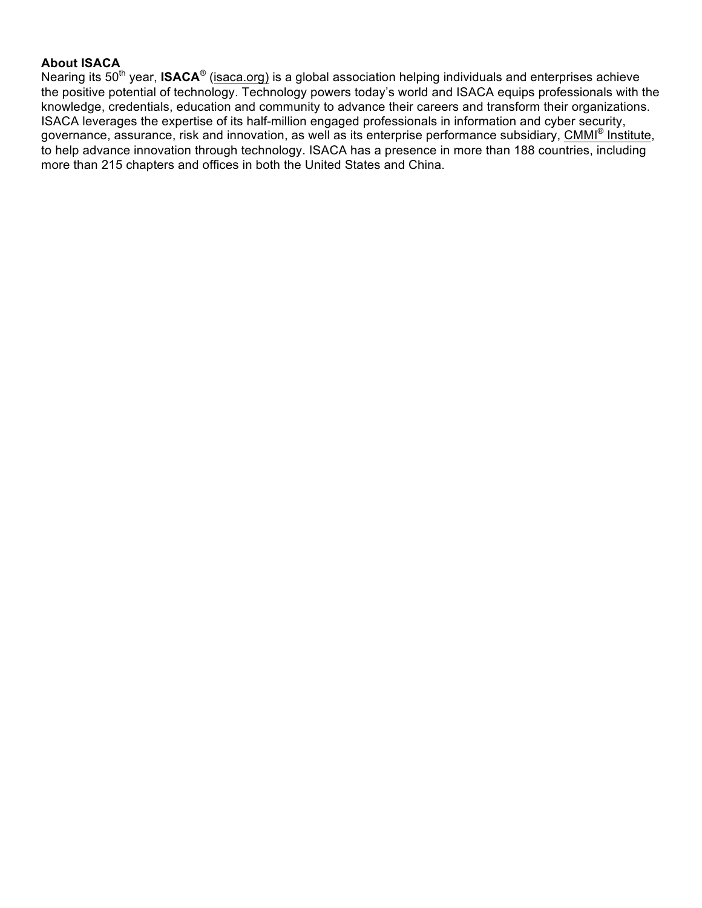**About ISACA**

Nearing its 50th year, **ISACA**® (isaca.org) is a global association helping individuals and enterprises achieve the positive potential of technology. Technology powers today's world and ISACA equips professionals with the knowledge, credentials, education and community to advance their careers and transform their organizations. ISACA leverages the expertise of its half-million engaged professionals in information and cyber security, governance, assurance, risk and innovation, as well as its enterprise performance subsidiary, CMMI® Institute, to help advance innovation through technology. ISACA has a presence in more than 188 countries, including more than 215 chapters and offices in both the United States and China.